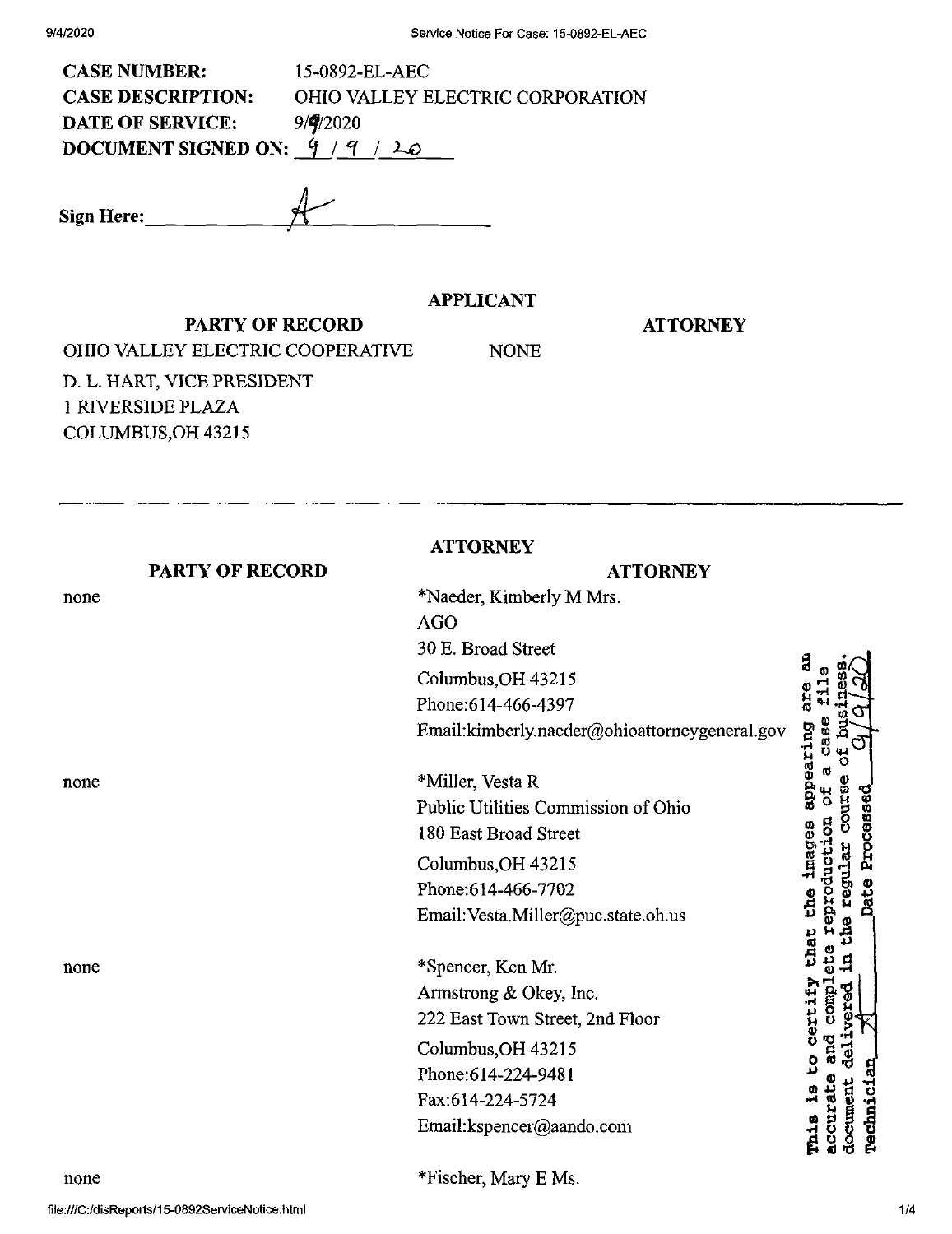**CASE NUMBER:** 15-0892-EL-AEC

**CASE DESCRIPTION:** OHIO VALLEY ELECTRIC CORPORATION

**DATE OF SERVICE:** 9/9/2020

**DOCUMENT SIGNED ON:** 9 / 9 / 20

**Sign Here:** ____A____

### APPLICANT

| PARTY OF RECORD | ATTORNEY |
|---|---|
| OHIO VALLEY ELECTRIC COOPERATIVE<br>D. L. HART, VICE PRESIDENT<br>1 RIVERSIDE PLAZA<br>COLUMBUS,OH 43215 | NONE |

---

### ATTORNEY

| PARTY OF RECORD | ATTORNEY |
|---|---|
| none | *Naeder, Kimberly M Mrs.<br>AGO<br>30 E. Broad Street<br>Columbus,OH 43215<br>Phone:614-466-4397<br>Email:kimberly.naeder@ohioattorneygeneral.gov |
| none | *Miller, Vesta R<br>Public Utilities Commission of Ohio<br>180 East Broad Street<br>Columbus,OH 43215<br>Phone:614-466-7702<br>Email:Vesta.Miller@puc.state.oh.us |
| none | *Spencer, Ken Mr.<br>Armstrong & Okey, Inc.<br>222 East Town Street, 2nd Floor<br>Columbus,OH 43215<br>Phone:614-224-9481<br>Fax:614-224-5724<br>Email:kspencer@aando.com |
| none | *Fischer, Mary E Ms. |

This is to certify that the images appearing are an accurate and complete reproduction of a case file document delivered in the regular course of business. Technician A Date Processed 9/9/20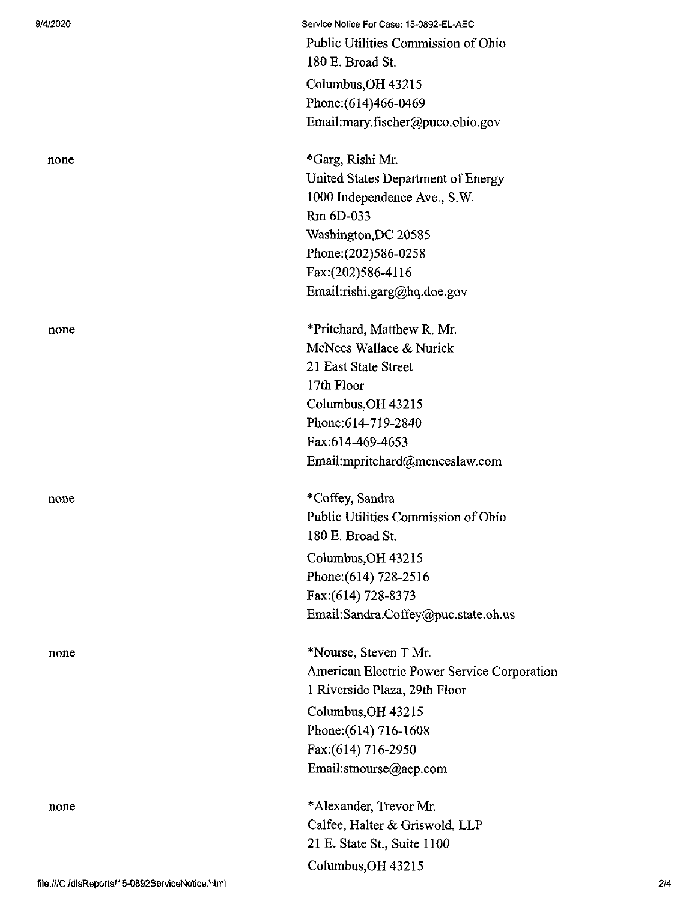Public Utilities Commission of Ohio
180 E. Broad St.
Columbus,OH 43215
Phone:(614)466-0469
Email:mary.fischer@puco.ohio.gov

| | |
|---|---|
| none | *Garg, Rishi Mr.<br>United States Department of Energy<br>1000 Independence Ave., S.W.<br>Rm 6D-033<br>Washington,DC 20585<br>Phone:(202)586-0258<br>Fax:(202)586-4116<br>Email:rishi.garg@hq.doe.gov |
| none | *Pritchard, Matthew R. Mr.<br>McNees Wallace & Nurick<br>21 East State Street<br>17th Floor<br>Columbus,OH 43215<br>Phone:614-719-2840<br>Fax:614-469-4653<br>Email:mpritchard@mcneeslaw.com |
| none | *Coffey, Sandra<br>Public Utilities Commission of Ohio<br>180 E. Broad St.<br>Columbus,OH 43215<br>Phone:(614) 728-2516<br>Fax:(614) 728-8373<br>Email:Sandra.Coffey@puc.state.oh.us |
| none | *Nourse, Steven T Mr.<br>American Electric Power Service Corporation<br>1 Riverside Plaza, 29th Floor<br>Columbus,OH 43215<br>Phone:(614) 716-1608<br>Fax:(614) 716-2950<br>Email:stnourse@aep.com |
| none | *Alexander, Trevor Mr.<br>Calfee, Halter & Griswold, LLP<br>21 E. State St., Suite 1100<br>Columbus,OH 43215 |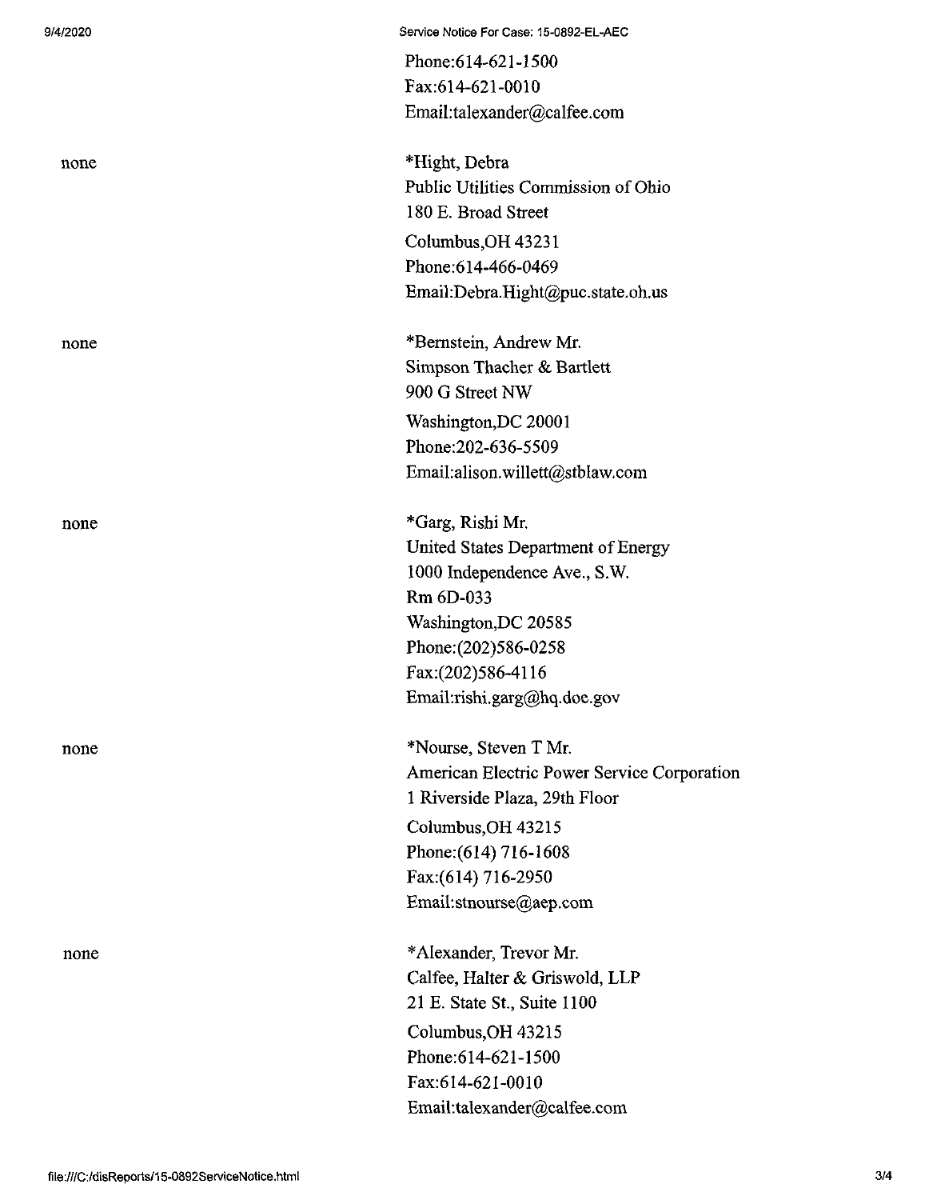Phone:614-621-1500
Fax:614-621-0010
Email:talexander@calfee.com

none

*Hight, Debra
Public Utilities Commission of Ohio
180 E. Broad Street
Columbus,OH 43231
Phone:614-466-0469
Email:Debra.Hight@puc.state.oh.us

none

*Bernstein, Andrew Mr.
Simpson Thacher & Bartlett
900 G Street NW
Washington,DC 20001
Phone:202-636-5509
Email:alison.willett@stblaw.com

none

*Garg, Rishi Mr.
United States Department of Energy
1000 Independence Ave., S.W.
Rm 6D-033
Washington,DC 20585
Phone:(202)586-0258
Fax:(202)586-4116
Email:rishi.garg@hq.doe.gov

none

*Nourse, Steven T Mr.
American Electric Power Service Corporation
1 Riverside Plaza, 29th Floor
Columbus,OH 43215
Phone:(614) 716-1608
Fax:(614) 716-2950
Email:stnourse@aep.com

none

*Alexander, Trevor Mr.
Calfee, Halter & Griswold, LLP
21 E. State St., Suite 1100
Columbus,OH 43215
Phone:614-621-1500
Fax:614-621-0010
Email:talexander@calfee.com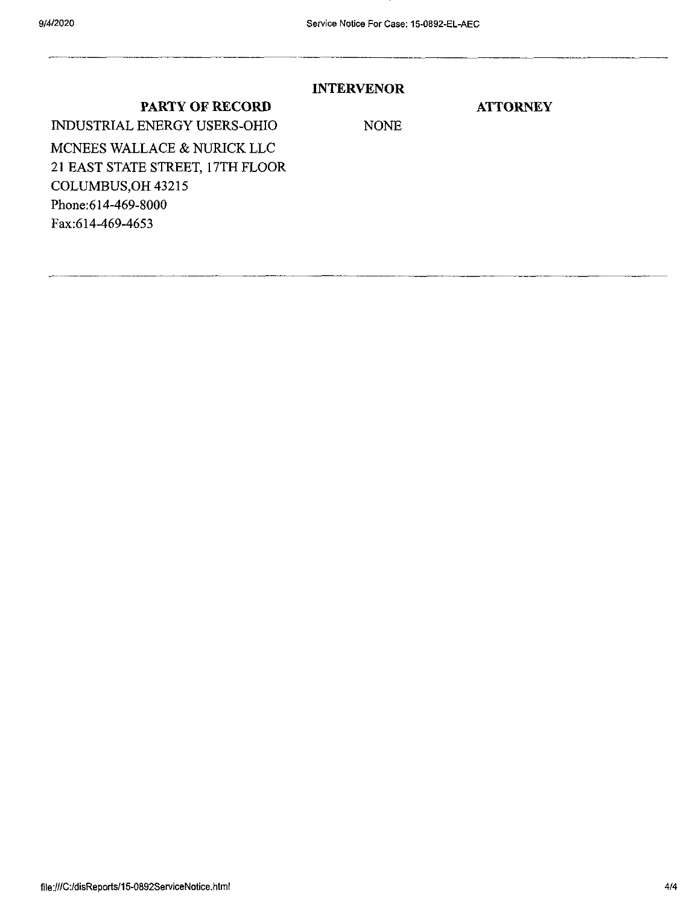| PARTY OF RECORD | INTERVENOR | ATTORNEY |
|---|---|---|
| INDUSTRIAL ENERGY USERS-OHIO<br>MCNEES WALLACE & NURICK LLC<br>21 EAST STATE STREET, 17TH FLOOR<br>COLUMBUS,OH 43215<br>Phone:614-469-8000<br>Fax:614-469-4653 | NONE | |